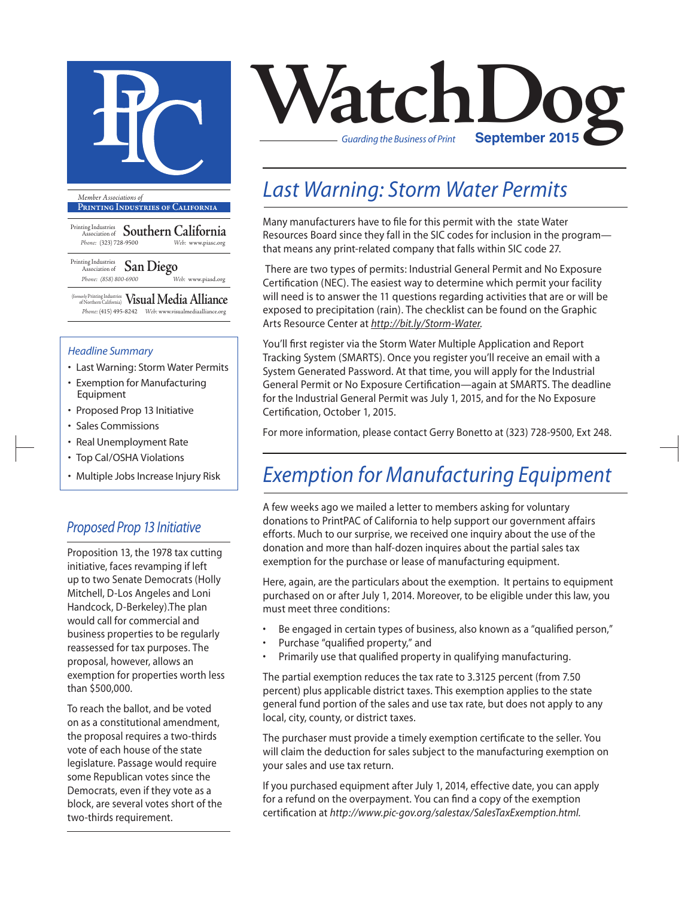# WatchDog

*Guarding the Business of Print* **September 2015**

*Member Associations of*
**PRINTING INDUSTRIES OF CALIFORNIA**

Printing Industries Association of **Southern California**
*Phone:* (323) 728-9500 *Web:* www.piasc.org

Printing Industries Association of **San Diego**
*Phone:* (858) 800-6900 *Web:* www.piasd.org

(formerly Printing Industries of Northern California) **Visual Media Alliance**
*Phone:* (415) 495-8242 *Web:* www.visualmediaalliance.org

### *Headline Summary*

- Last Warning: Storm Water Permits
- Exemption for Manufacturing Equipment
- Proposed Prop 13 Initiative
- Sales Commissions
- Real Unemployment Rate
- Top Cal/OSHA Violations
- Multiple Jobs Increase Injury Risk

## *Proposed Prop 13 Initiative*

Proposition 13, the 1978 tax cutting initiative, faces revamping if left up to two Senate Democrats (Holly Mitchell, D-Los Angeles and Loni Handcock, D-Berkeley).The plan would call for commercial and business properties to be regularly reassessed for tax purposes. The proposal, however, allows an exemption for properties worth less than $500,000.

To reach the ballot, and be voted on as a constitutional amendment, the proposal requires a two-thirds vote of each house of the state legislature. Passage would require some Republican votes since the Democrats, even if they vote as a block, are several votes short of the two-thirds requirement.

## *Last Warning: Storm Water Permits*

Many manufacturers have to file for this permit with the state Water Resources Board since they fall in the SIC codes for inclusion in the program—that means any print-related company that falls within SIC code 27.

There are two types of permits: Industrial General Permit and No Exposure Certification (NEC). The easiest way to determine which permit your facility will need is to answer the 11 questions regarding activities that are or will be exposed to precipitation (rain). The checklist can be found on the Graphic Arts Resource Center at *http://bit.ly/Storm-Water.*

You'll first register via the Storm Water Multiple Application and Report Tracking System (SMARTS). Once you register you'll receive an email with a System Generated Password. At that time, you will apply for the Industrial General Permit or No Exposure Certification—again at SMARTS. The deadline for the Industrial General Permit was July 1, 2015, and for the No Exposure Certification, October 1, 2015.

For more information, please contact Gerry Bonetto at (323) 728-9500, Ext 248.

## *Exemption for Manufacturing Equipment*

A few weeks ago we mailed a letter to members asking for voluntary donations to PrintPAC of California to help support our government affairs efforts. Much to our surprise, we received one inquiry about the use of the donation and more than half-dozen inquires about the partial sales tax exemption for the purchase or lease of manufacturing equipment.

Here, again, are the particulars about the exemption. It pertains to equipment purchased on or after July 1, 2014. Moreover, to be eligible under this law, you must meet three conditions:

- Be engaged in certain types of business, also known as a "qualified person,"
- Purchase "qualified property," and
- Primarily use that qualified property in qualifying manufacturing.

The partial exemption reduces the tax rate to 3.3125 percent (from 7.50 percent) plus applicable district taxes. This exemption applies to the state general fund portion of the sales and use tax rate, but does not apply to any local, city, county, or district taxes.

The purchaser must provide a timely exemption certificate to the seller. You will claim the deduction for sales subject to the manufacturing exemption on your sales and use tax return.

If you purchased equipment after July 1, 2014, effective date, you can apply for a refund on the overpayment. You can find a copy of the exemption certification at *http://www.pic-gov.org/salestax/SalesTaxExemption.html.*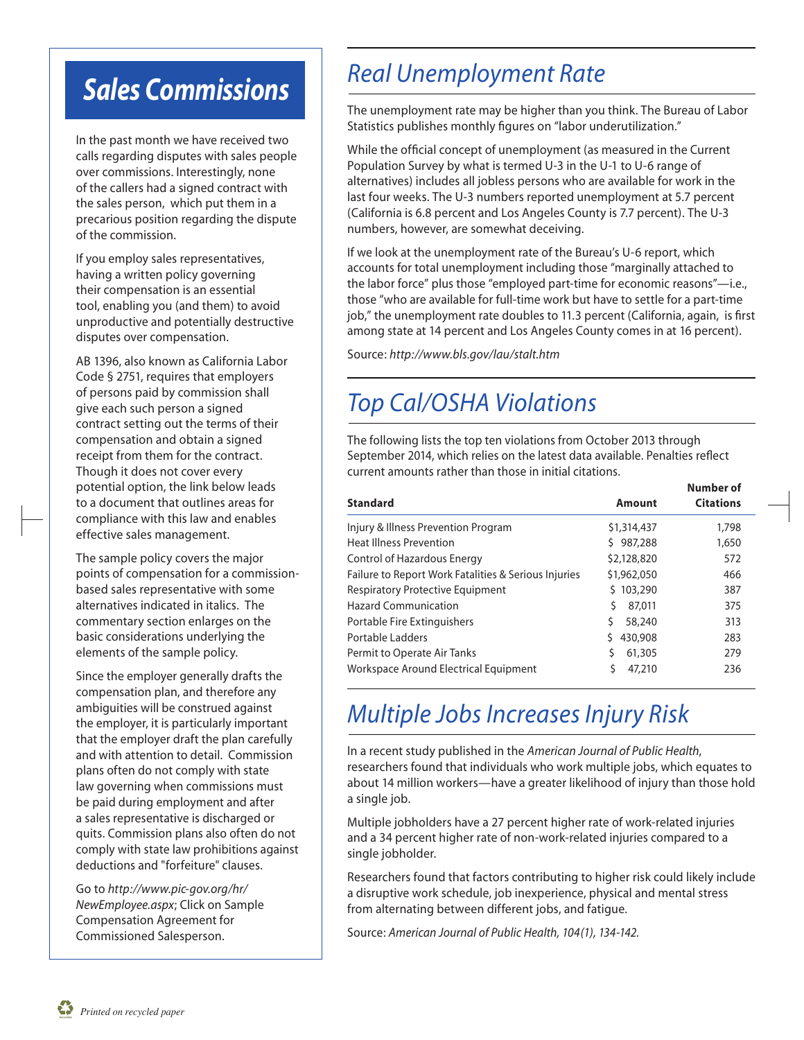## Sales Commissions

In the past month we have received two calls regarding disputes with sales people over commissions. Interestingly, none of the callers had a signed contract with the sales person, which put them in a precarious position regarding the dispute of the commission.

If you employ sales representatives, having a written policy governing their compensation is an essential tool, enabling you (and them) to avoid unproductive and potentially destructive disputes over compensation.

AB 1396, also known as California Labor Code § 2751, requires that employers of persons paid by commission shall give each such person a signed contract setting out the terms of their compensation and obtain a signed receipt from them for the contract. Though it does not cover every potential option, the link below leads to a document that outlines areas for compliance with this law and enables effective sales management.

The sample policy covers the major points of compensation for a commission-based sales representative with some alternatives indicated in italics. The commentary section enlarges on the basic considerations underlying the elements of the sample policy.

Since the employer generally drafts the compensation plan, and therefore any ambiguities will be construed against the employer, it is particularly important that the employer draft the plan carefully and with attention to detail. Commission plans often do not comply with state law governing when commissions must be paid during employment and after a sales representative is discharged or quits. Commission plans also often do not comply with state law prohibitions against deductions and "forfeiture" clauses.

Go to *http://www.pic-gov.org/hr/NewEmployee.aspx*; Click on Sample Compensation Agreement for Commissioned Salesperson.

## Real Unemployment Rate

The unemployment rate may be higher than you think. The Bureau of Labor Statistics publishes monthly figures on "labor underutilization."

While the official concept of unemployment (as measured in the Current Population Survey by what is termed U-3 in the U-1 to U-6 range of alternatives) includes all jobless persons who are available for work in the last four weeks. The U-3 numbers reported unemployment at 5.7 percent (California is 6.8 percent and Los Angeles County is 7.7 percent). The U-3 numbers, however, are somewhat deceiving.

If we look at the unemployment rate of the Bureau's U-6 report, which accounts for total unemployment including those "marginally attached to the labor force" plus those "employed part-time for economic reasons"—i.e., those "who are available for full-time work but have to settle for a part-time job," the unemployment rate doubles to 11.3 percent (California, again, is first among state at 14 percent and Los Angeles County comes in at 16 percent).

Source: *http://www.bls.gov/lau/stalt.htm*

## Top Cal/OSHA Violations

The following lists the top ten violations from October 2013 through September 2014, which relies on the latest data available. Penalties reflect current amounts rather than those in initial citations.

| Standard | Amount | Number of Citations |
|---|---|---|
| Injury & Illness Prevention Program | $1,314,437 | 1,798 |
| Heat Illness Prevention | $ 987,288 | 1,650 |
| Control of Hazardous Energy | $2,128,820 | 572 |
| Failure to Report Work Fatalities & Serious Injuries | $1,962,050 | 466 |
| Respiratory Protective Equipment | $ 103,290 | 387 |
| Hazard Communication | $ 87,011 | 375 |
| Portable Fire Extinguishers | $ 58,240 | 313 |
| Portable Ladders | $ 430,908 | 283 |
| Permit to Operate Air Tanks | $ 61,305 | 279 |
| Workspace Around Electrical Equipment | $ 47,210 | 236 |

## Multiple Jobs Increases Injury Risk

In a recent study published in the *American Journal of Public Health*, researchers found that individuals who work multiple jobs, which equates to about 14 million workers—have a greater likelihood of injury than those hold a single job.

Multiple jobholders have a 27 percent higher rate of work-related injuries and a 34 percent higher rate of non-work-related injuries compared to a single jobholder.

Researchers found that factors contributing to higher risk could likely include a disruptive work schedule, job inexperience, physical and mental stress from alternating between different jobs, and fatigue.

Source: *American Journal of Public Health, 104(1), 134-142.*

*Printed on recycled paper*